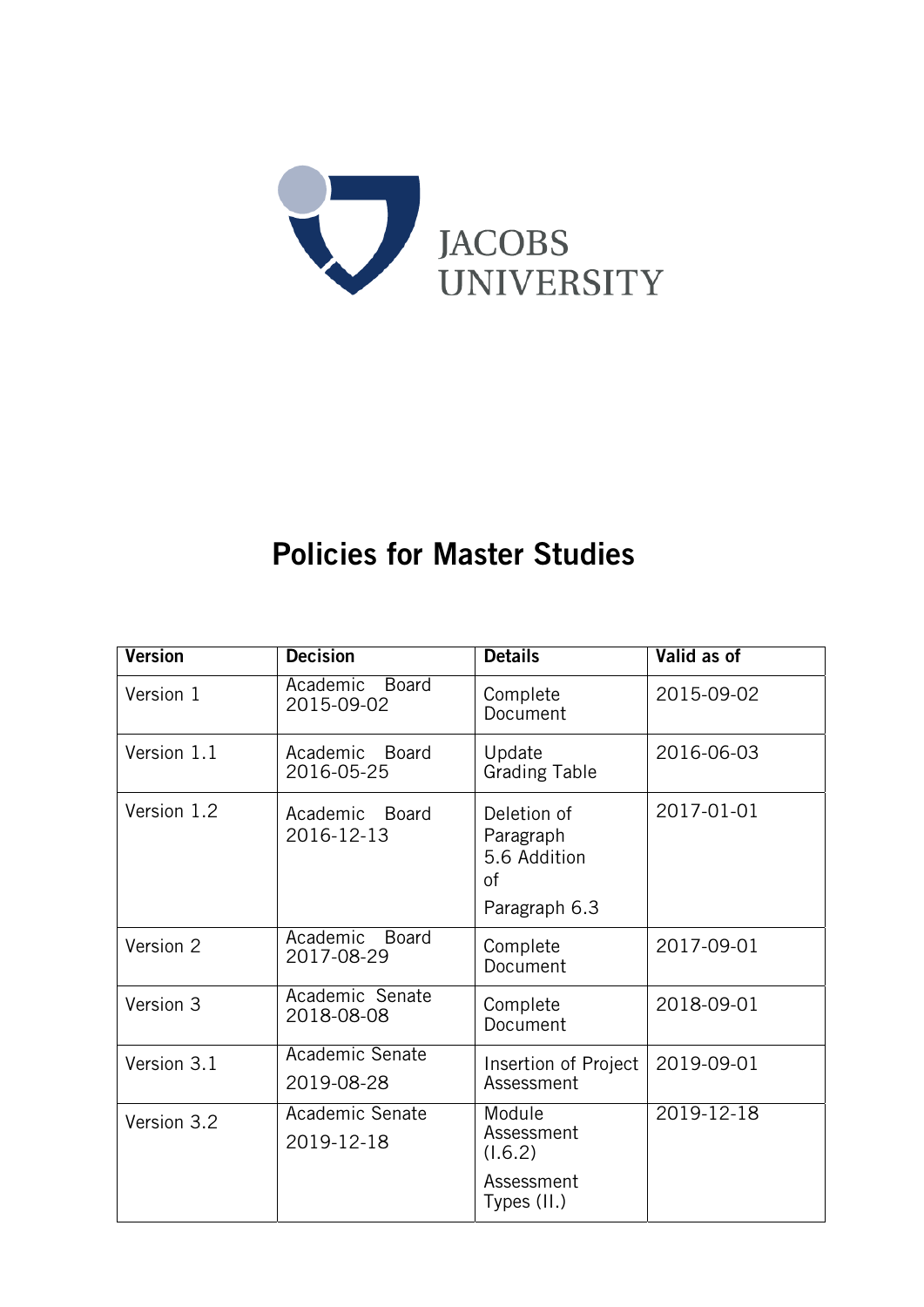JACOBS UNIVERSITY

# Policies for Master Studies

| Version | Decision | Details | Valid as of |
|---|---|---|---|
| Version 1 | Academic Board 2015-09-02 | Complete Document | 2015-09-02 |
| Version 1.1 | Academic Board 2016-05-25 | Update Grading Table | 2016-06-03 |
| Version 1.2 | Academic Board 2016-12-13 | Deletion of Paragraph 5.6 Addition of Paragraph 6.3 | 2017-01-01 |
| Version 2 | Academic Board 2017-08-29 | Complete Document | 2017-09-01 |
| Version 3 | Academic Senate 2018-08-08 | Complete Document | 2018-09-01 |
| Version 3.1 | Academic Senate 2019-08-28 | Insertion of Project Assessment | 2019-09-01 |
| Version 3.2 | Academic Senate 2019-12-18 | Module Assessment (I.6.2) Assessment Types (II.) | 2019-12-18 |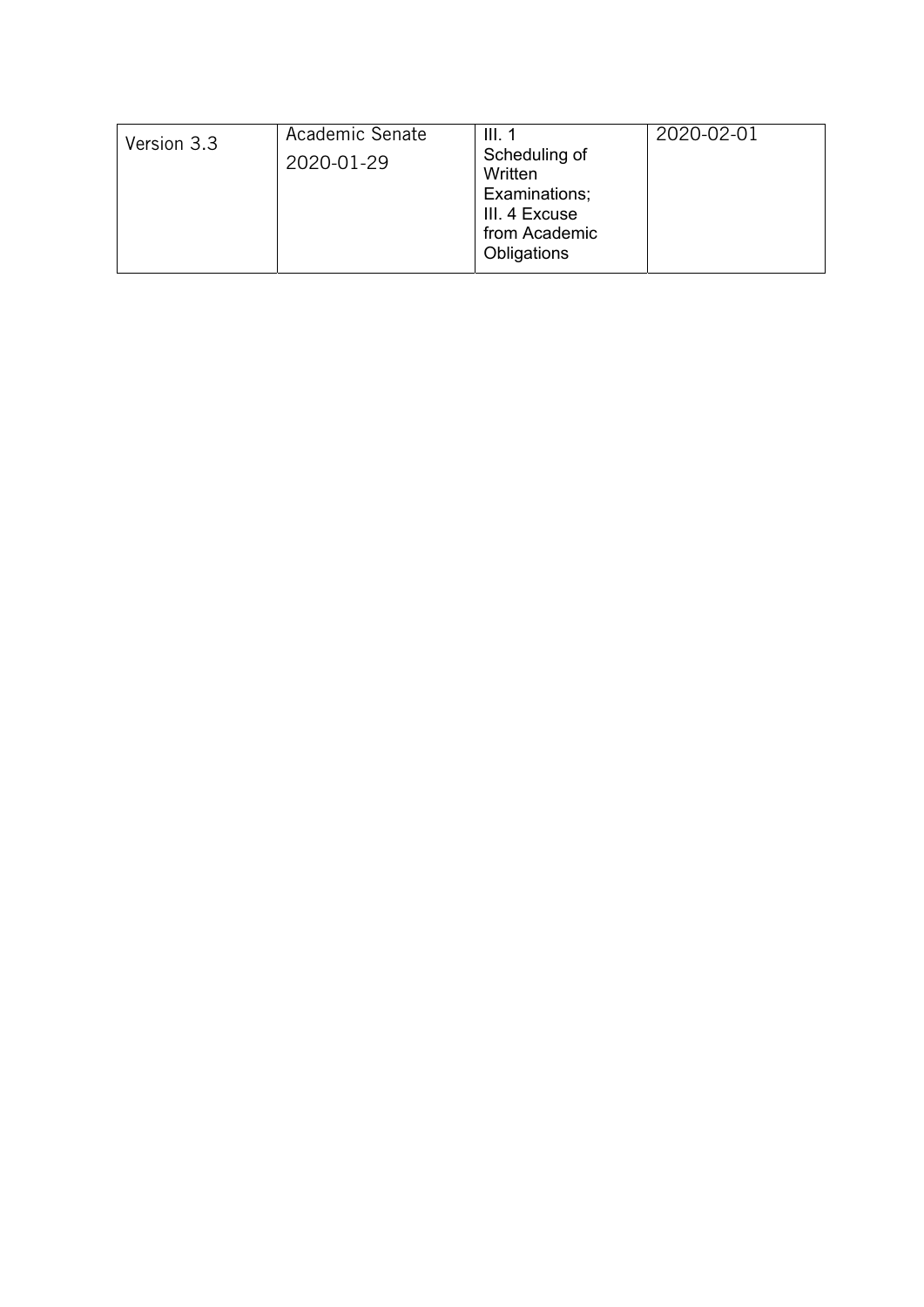| Version 3.3 | Academic Senate 2020-01-29 | III. 1 Scheduling of Written Examinations; III. 4 Excuse from Academic Obligations | 2020-02-01 |
| --- | --- | --- | --- |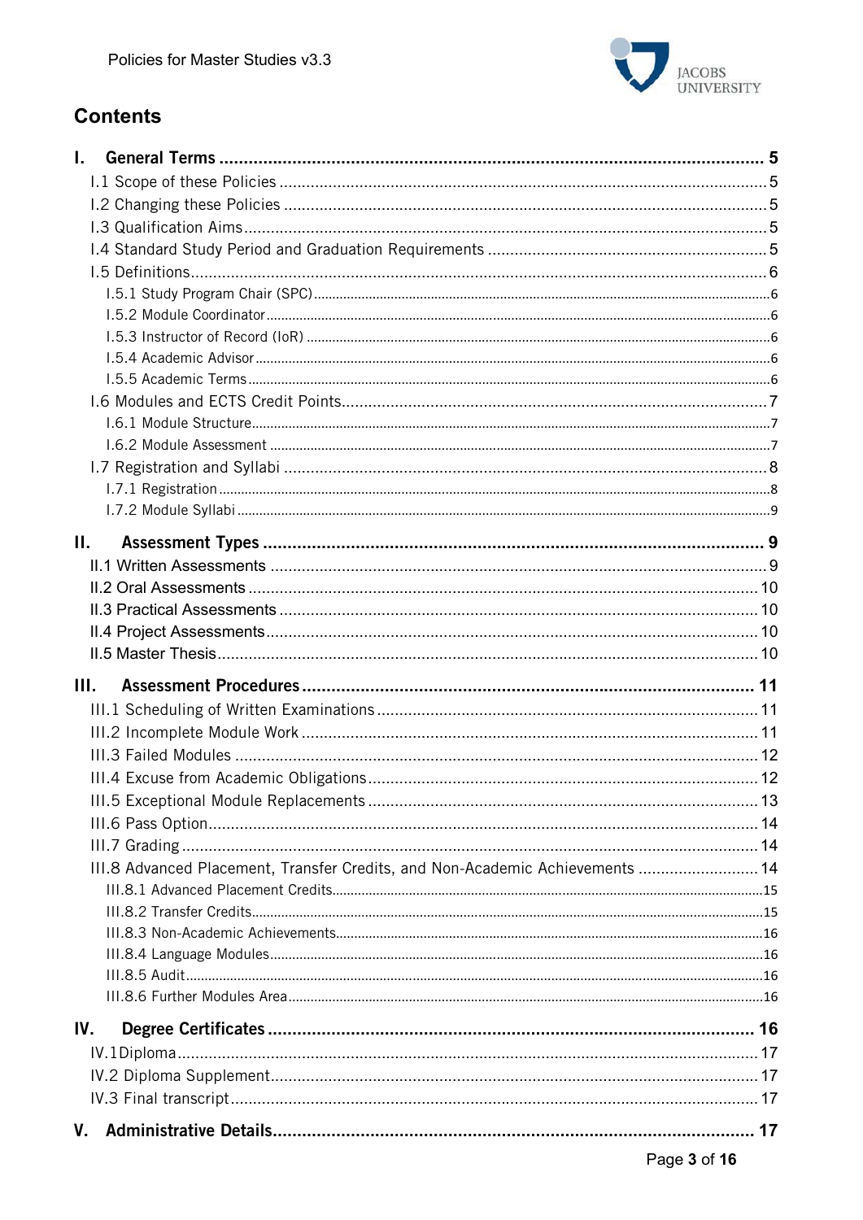# Contents

**I. General Terms** .......... **5**

- I.1 Scope of these Policies .......... 5
- I.2 Changing these Policies .......... 5
- I.3 Qualification Aims .......... 5
- I.4 Standard Study Period and Graduation Requirements .......... 5
- I.5 Definitions .......... 6
  - I.5.1 Study Program Chair (SPC) .......... 6
  - I.5.2 Module Coordinator .......... 6
  - I.5.3 Instructor of Record (IoR) .......... 6
  - I.5.4 Academic Advisor .......... 6
  - I.5.5 Academic Terms .......... 6
- I.6 Modules and ECTS Credit Points .......... 7
  - I.6.1 Module Structure .......... 7
  - I.6.2 Module Assessment .......... 7
- I.7 Registration and Syllabi .......... 8
  - I.7.1 Registration .......... 8
  - I.7.2 Module Syllabi .......... 9

**II. Assessment Types** .......... **9**

- II.1 Written Assessments .......... 9
- II.2 Oral Assessments .......... 10
- II.3 Practical Assessments .......... 10
- II.4 Project Assessments .......... 10
- II.5 Master Thesis .......... 10

**III. Assessment Procedures** .......... **11**

- III.1 Scheduling of Written Examinations .......... 11
- III.2 Incomplete Module Work .......... 11
- III.3 Failed Modules .......... 12
- III.4 Excuse from Academic Obligations .......... 12
- III.5 Exceptional Module Replacements .......... 13
- III.6 Pass Option .......... 14
- III.7 Grading .......... 14
- III.8 Advanced Placement, Transfer Credits, and Non-Academic Achievements .......... 14
  - III.8.1 Advanced Placement Credits .......... 15
  - III.8.2 Transfer Credits .......... 15
  - III.8.3 Non-Academic Achievements .......... 16
  - III.8.4 Language Modules .......... 16
  - III.8.5 Audit .......... 16
  - III.8.6 Further Modules Area .......... 16

**IV. Degree Certificates** .......... **16**

- IV.1 Diploma .......... 17
- IV.2 Diploma Supplement .......... 17
- IV.3 Final transcript .......... 17

**V. Administrative Details** .......... **17**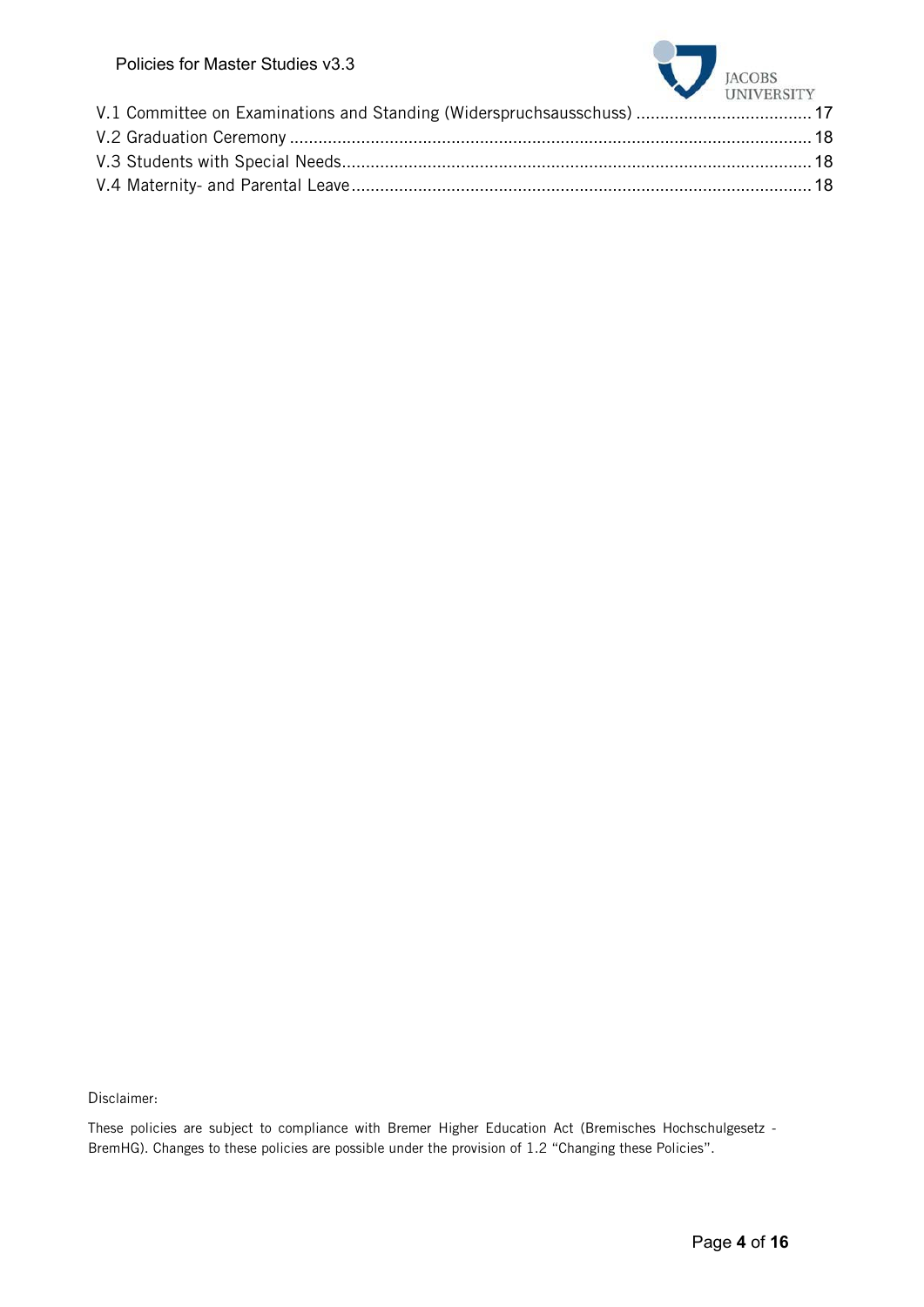V.1 Committee on Examinations and Standing (Widerspruchsausschuss) ..................................... 17
V.2 Graduation Ceremony ............................................................................................................. 18
V.3 Students with Special Needs.................................................................................................. 18
V.4 Maternity- and Parental Leave................................................................................................ 18

Disclaimer:

These policies are subject to compliance with Bremer Higher Education Act (Bremisches Hochschulgesetz - BremHG). Changes to these policies are possible under the provision of 1.2 "Changing these Policies".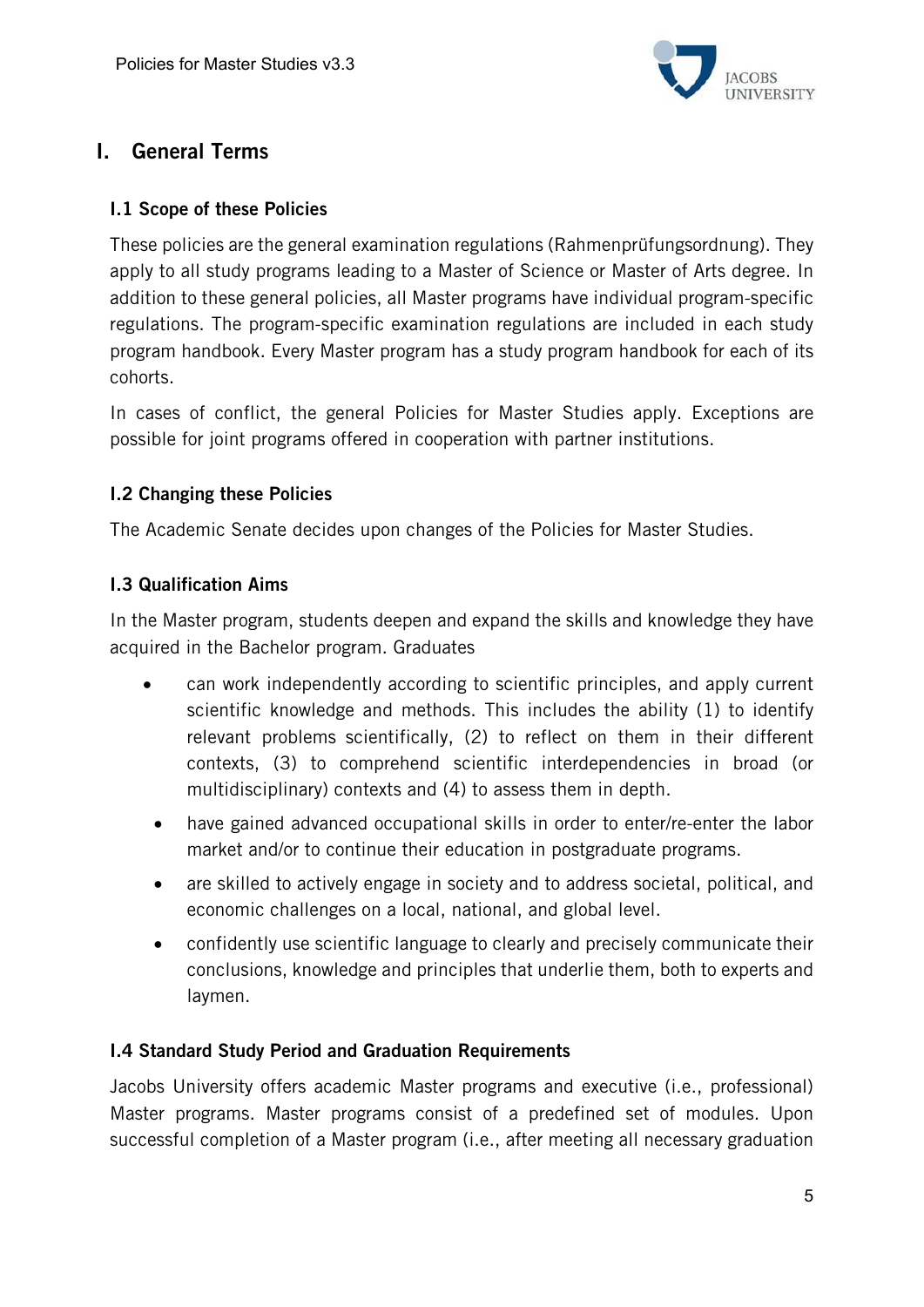# I. General Terms

### I.1 Scope of these Policies

These policies are the general examination regulations (Rahmenprüfungsordnung). They apply to all study programs leading to a Master of Science or Master of Arts degree. In addition to these general policies, all Master programs have individual program-specific regulations. The program-specific examination regulations are included in each study program handbook. Every Master program has a study program handbook for each of its cohorts.

In cases of conflict, the general Policies for Master Studies apply. Exceptions are possible for joint programs offered in cooperation with partner institutions.

### I.2 Changing these Policies

The Academic Senate decides upon changes of the Policies for Master Studies.

### I.3 Qualification Aims

In the Master program, students deepen and expand the skills and knowledge they have acquired in the Bachelor program. Graduates

- can work independently according to scientific principles, and apply current scientific knowledge and methods. This includes the ability (1) to identify relevant problems scientifically, (2) to reflect on them in their different contexts, (3) to comprehend scientific interdependencies in broad (or multidisciplinary) contexts and (4) to assess them in depth.
- have gained advanced occupational skills in order to enter/re-enter the labor market and/or to continue their education in postgraduate programs.
- are skilled to actively engage in society and to address societal, political, and economic challenges on a local, national, and global level.
- confidently use scientific language to clearly and precisely communicate their conclusions, knowledge and principles that underlie them, both to experts and laymen.

### I.4 Standard Study Period and Graduation Requirements

Jacobs University offers academic Master programs and executive (i.e., professional) Master programs. Master programs consist of a predefined set of modules. Upon successful completion of a Master program (i.e., after meeting all necessary graduation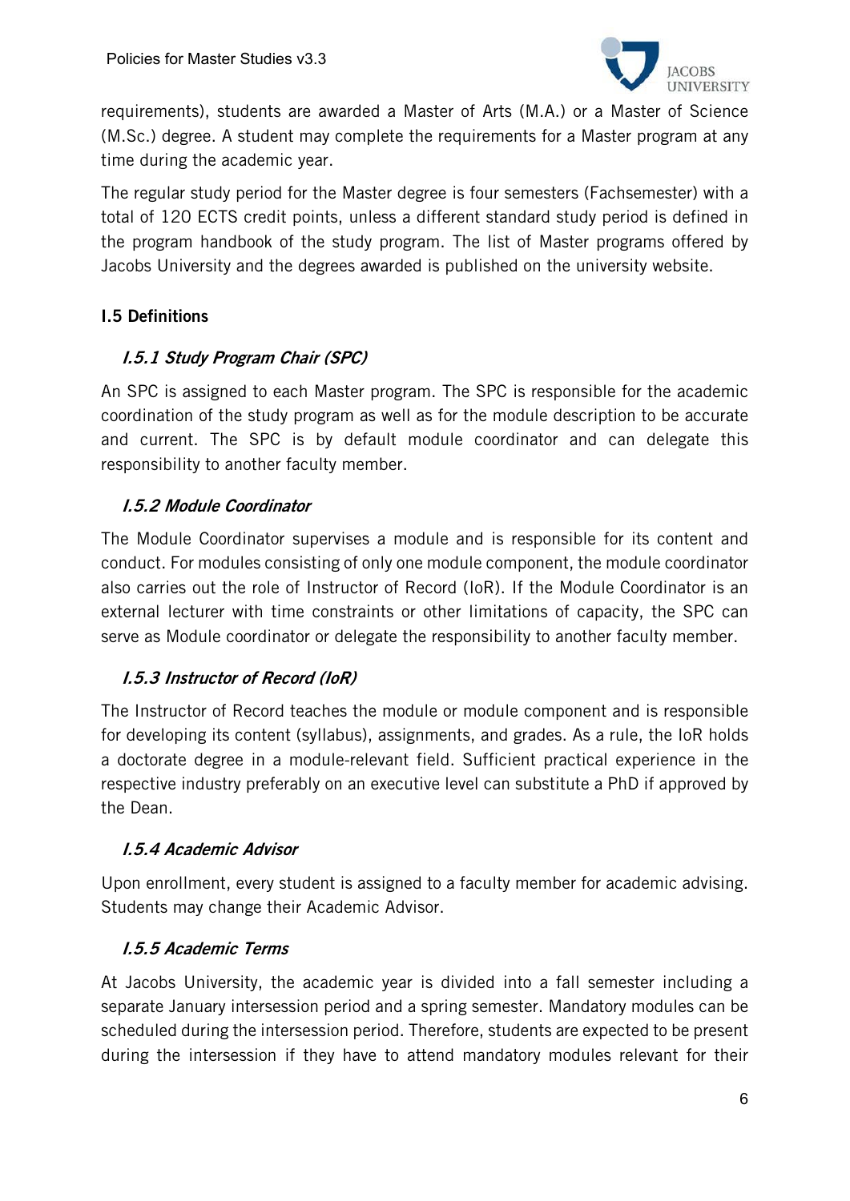requirements), students are awarded a Master of Arts (M.A.) or a Master of Science (M.Sc.) degree. A student may complete the requirements for a Master program at any time during the academic year.

The regular study period for the Master degree is four semesters (Fachsemester) with a total of 120 ECTS credit points, unless a different standard study period is defined in the program handbook of the study program. The list of Master programs offered by Jacobs University and the degrees awarded is published on the university website.

## I.5 Definitions

### *I.5.1 Study Program Chair (SPC)*

An SPC is assigned to each Master program. The SPC is responsible for the academic coordination of the study program as well as for the module description to be accurate and current. The SPC is by default module coordinator and can delegate this responsibility to another faculty member.

### *I.5.2 Module Coordinator*

The Module Coordinator supervises a module and is responsible for its content and conduct. For modules consisting of only one module component, the module coordinator also carries out the role of Instructor of Record (IoR). If the Module Coordinator is an external lecturer with time constraints or other limitations of capacity, the SPC can serve as Module coordinator or delegate the responsibility to another faculty member.

### *I.5.3 Instructor of Record (IoR)*

The Instructor of Record teaches the module or module component and is responsible for developing its content (syllabus), assignments, and grades. As a rule, the IoR holds a doctorate degree in a module-relevant field. Sufficient practical experience in the respective industry preferably on an executive level can substitute a PhD if approved by the Dean.

### *I.5.4 Academic Advisor*

Upon enrollment, every student is assigned to a faculty member for academic advising. Students may change their Academic Advisor.

### *I.5.5 Academic Terms*

At Jacobs University, the academic year is divided into a fall semester including a separate January intersession period and a spring semester. Mandatory modules can be scheduled during the intersession period. Therefore, students are expected to be present during the intersession if they have to attend mandatory modules relevant for their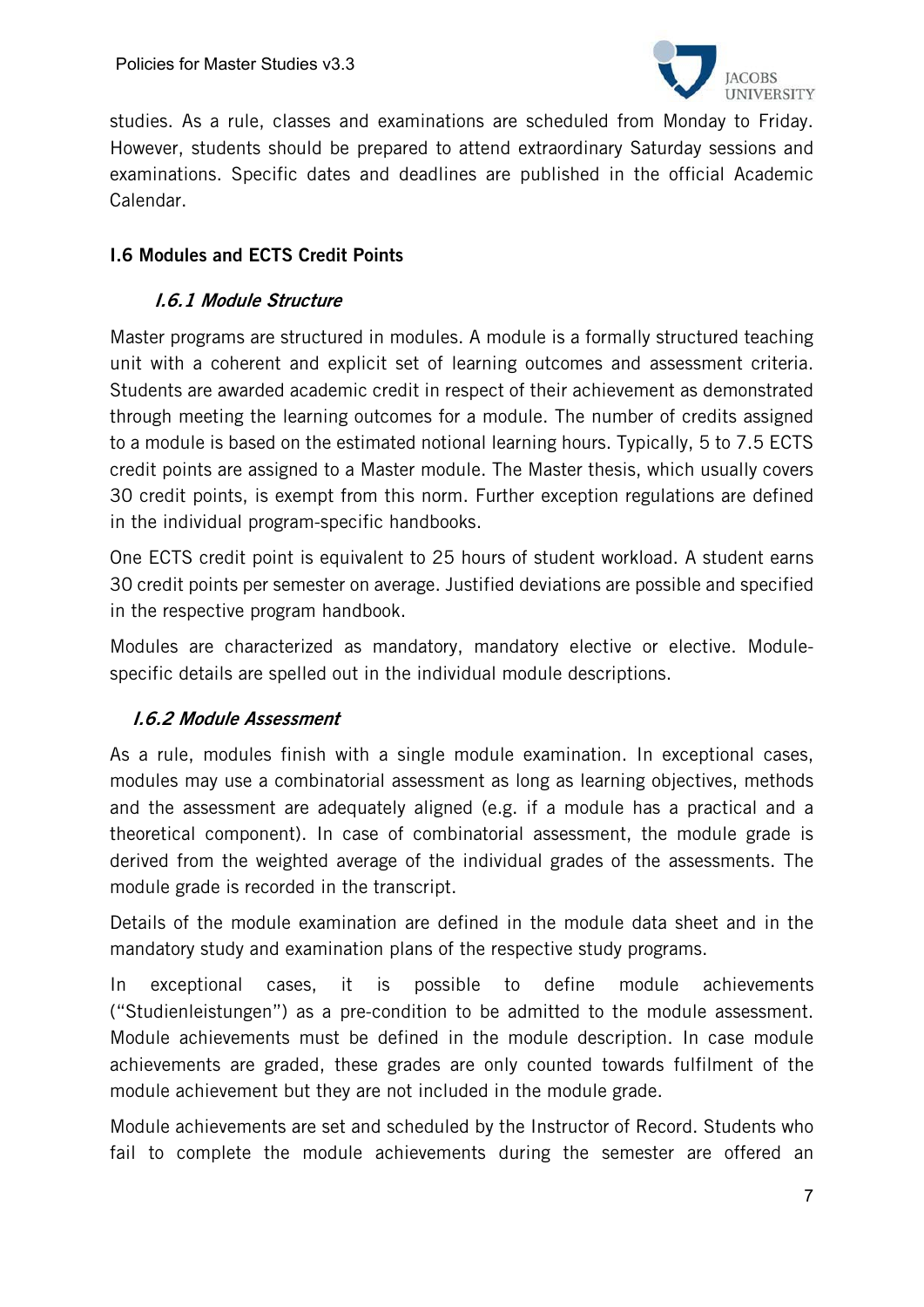studies. As a rule, classes and examinations are scheduled from Monday to Friday. However, students should be prepared to attend extraordinary Saturday sessions and examinations. Specific dates and deadlines are published in the official Academic Calendar.

## I.6 Modules and ECTS Credit Points

### *I.6.1 Module Structure*

Master programs are structured in modules. A module is a formally structured teaching unit with a coherent and explicit set of learning outcomes and assessment criteria. Students are awarded academic credit in respect of their achievement as demonstrated through meeting the learning outcomes for a module. The number of credits assigned to a module is based on the estimated notional learning hours. Typically, 5 to 7.5 ECTS credit points are assigned to a Master module. The Master thesis, which usually covers 30 credit points, is exempt from this norm. Further exception regulations are defined in the individual program-specific handbooks.

One ECTS credit point is equivalent to 25 hours of student workload. A student earns 30 credit points per semester on average. Justified deviations are possible and specified in the respective program handbook.

Modules are characterized as mandatory, mandatory elective or elective. Module-specific details are spelled out in the individual module descriptions.

### *I.6.2 Module Assessment*

As a rule, modules finish with a single module examination. In exceptional cases, modules may use a combinatorial assessment as long as learning objectives, methods and the assessment are adequately aligned (e.g. if a module has a practical and a theoretical component). In case of combinatorial assessment, the module grade is derived from the weighted average of the individual grades of the assessments. The module grade is recorded in the transcript.

Details of the module examination are defined in the module data sheet and in the mandatory study and examination plans of the respective study programs.

In exceptional cases, it is possible to define module achievements ("Studienleistungen") as a pre-condition to be admitted to the module assessment. Module achievements must be defined in the module description. In case module achievements are graded, these grades are only counted towards fulfilment of the module achievement but they are not included in the module grade.

Module achievements are set and scheduled by the Instructor of Record. Students who fail to complete the module achievements during the semester are offered an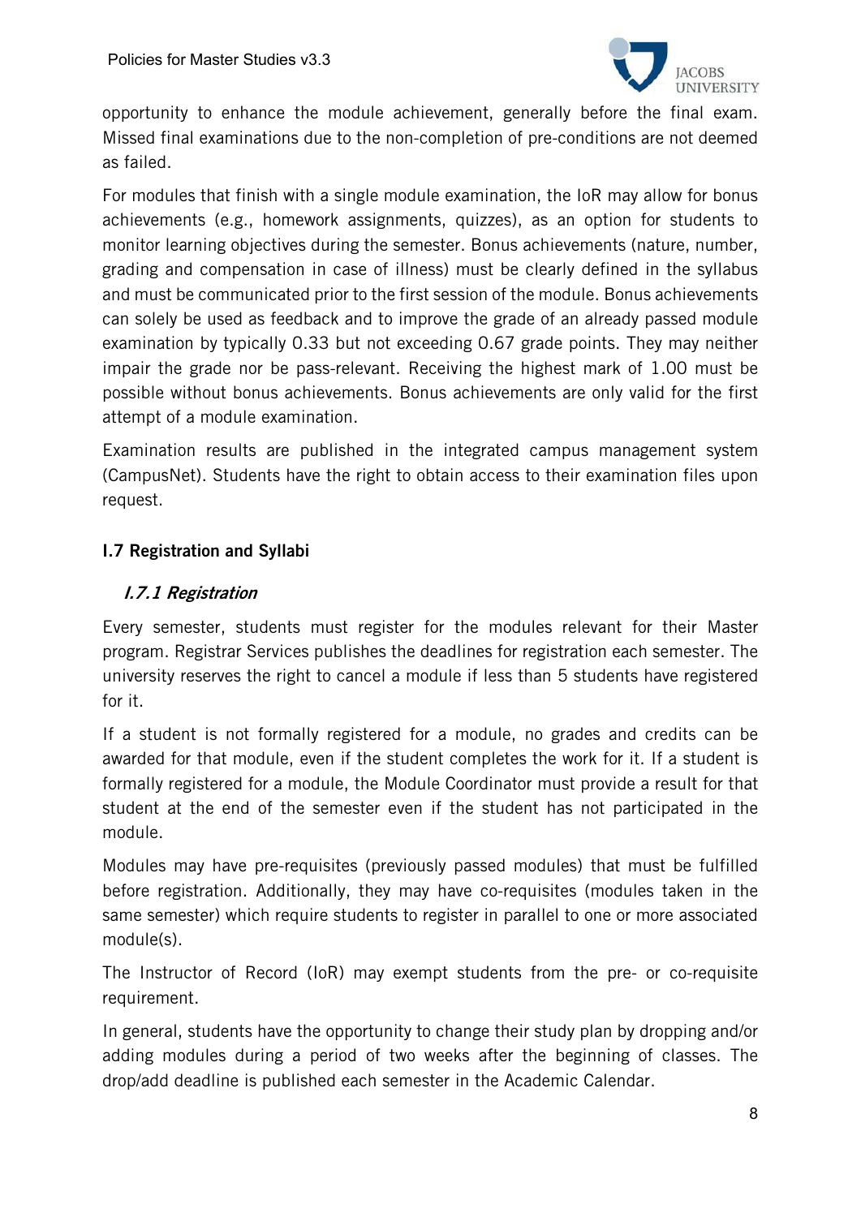opportunity to enhance the module achievement, generally before the final exam. Missed final examinations due to the non-completion of pre-conditions are not deemed as failed.

For modules that finish with a single module examination, the IoR may allow for bonus achievements (e.g., homework assignments, quizzes), as an option for students to monitor learning objectives during the semester. Bonus achievements (nature, number, grading and compensation in case of illness) must be clearly defined in the syllabus and must be communicated prior to the first session of the module. Bonus achievements can solely be used as feedback and to improve the grade of an already passed module examination by typically 0.33 but not exceeding 0.67 grade points. They may neither impair the grade nor be pass-relevant. Receiving the highest mark of 1.00 must be possible without bonus achievements. Bonus achievements are only valid for the first attempt of a module examination.

Examination results are published in the integrated campus management system (CampusNet). Students have the right to obtain access to their examination files upon request.

## I.7 Registration and Syllabi

### *I.7.1 Registration*

Every semester, students must register for the modules relevant for their Master program. Registrar Services publishes the deadlines for registration each semester. The university reserves the right to cancel a module if less than 5 students have registered for it.

If a student is not formally registered for a module, no grades and credits can be awarded for that module, even if the student completes the work for it. If a student is formally registered for a module, the Module Coordinator must provide a result for that student at the end of the semester even if the student has not participated in the module.

Modules may have pre-requisites (previously passed modules) that must be fulfilled before registration. Additionally, they may have co-requisites (modules taken in the same semester) which require students to register in parallel to one or more associated module(s).

The Instructor of Record (IoR) may exempt students from the pre- or co-requisite requirement.

In general, students have the opportunity to change their study plan by dropping and/or adding modules during a period of two weeks after the beginning of classes. The drop/add deadline is published each semester in the Academic Calendar.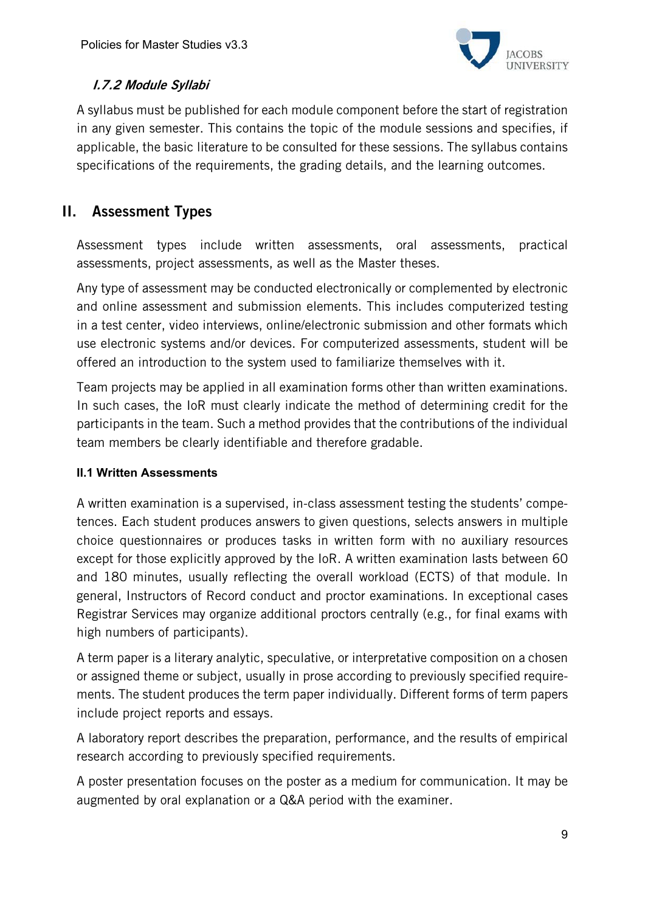#### *I.7.2 Module Syllabi*

A syllabus must be published for each module component before the start of registration in any given semester. This contains the topic of the module sessions and specifies, if applicable, the basic literature to be consulted for these sessions. The syllabus contains specifications of the requirements, the grading details, and the learning outcomes.

## II. Assessment Types

Assessment types include written assessments, oral assessments, practical assessments, project assessments, as well as the Master theses.

Any type of assessment may be conducted electronically or complemented by electronic and online assessment and submission elements. This includes computerized testing in a test center, video interviews, online/electronic submission and other formats which use electronic systems and/or devices. For computerized assessments, student will be offered an introduction to the system used to familiarize themselves with it.

Team projects may be applied in all examination forms other than written examinations. In such cases, the IoR must clearly indicate the method of determining credit for the participants in the team. Such a method provides that the contributions of the individual team members be clearly identifiable and therefore gradable.

### II.1 Written Assessments

A written examination is a supervised, in-class assessment testing the students' competences. Each student produces answers to given questions, selects answers in multiple choice questionnaires or produces tasks in written form with no auxiliary resources except for those explicitly approved by the IoR. A written examination lasts between 60 and 180 minutes, usually reflecting the overall workload (ECTS) of that module. In general, Instructors of Record conduct and proctor examinations. In exceptional cases Registrar Services may organize additional proctors centrally (e.g., for final exams with high numbers of participants).

A term paper is a literary analytic, speculative, or interpretative composition on a chosen or assigned theme or subject, usually in prose according to previously specified requirements. The student produces the term paper individually. Different forms of term papers include project reports and essays.

A laboratory report describes the preparation, performance, and the results of empirical research according to previously specified requirements.

A poster presentation focuses on the poster as a medium for communication. It may be augmented by oral explanation or a Q&A period with the examiner.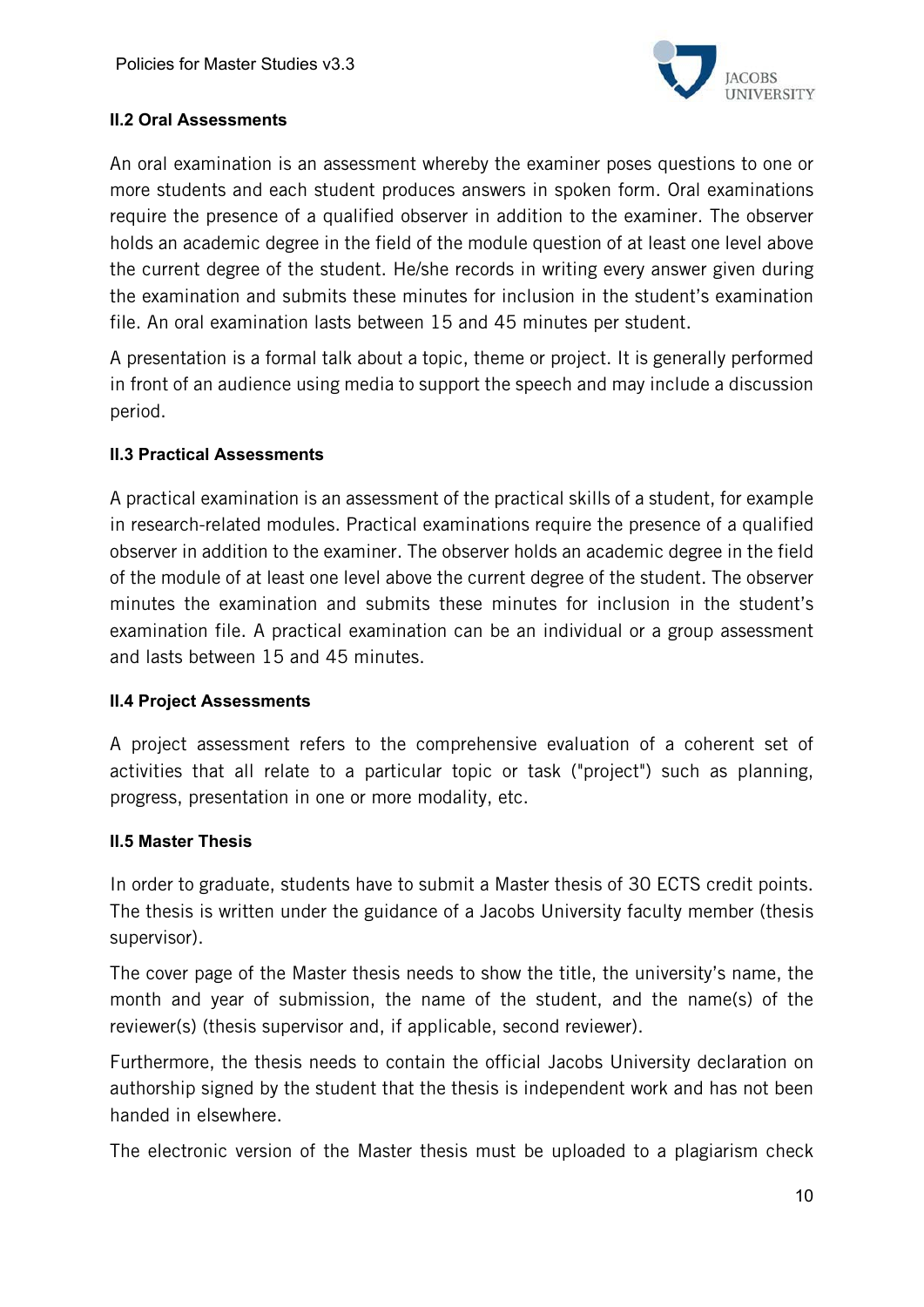#### II.2 Oral Assessments

An oral examination is an assessment whereby the examiner poses questions to one or more students and each student produces answers in spoken form. Oral examinations require the presence of a qualified observer in addition to the examiner. The observer holds an academic degree in the field of the module question of at least one level above the current degree of the student. He/she records in writing every answer given during the examination and submits these minutes for inclusion in the student's examination file. An oral examination lasts between 15 and 45 minutes per student.

A presentation is a formal talk about a topic, theme or project. It is generally performed in front of an audience using media to support the speech and may include a discussion period.

#### II.3 Practical Assessments

A practical examination is an assessment of the practical skills of a student, for example in research-related modules. Practical examinations require the presence of a qualified observer in addition to the examiner. The observer holds an academic degree in the field of the module of at least one level above the current degree of the student. The observer minutes the examination and submits these minutes for inclusion in the student's examination file. A practical examination can be an individual or a group assessment and lasts between 15 and 45 minutes.

#### II.4 Project Assessments

A project assessment refers to the comprehensive evaluation of a coherent set of activities that all relate to a particular topic or task ("project") such as planning, progress, presentation in one or more modality, etc.

#### II.5 Master Thesis

In order to graduate, students have to submit a Master thesis of 30 ECTS credit points. The thesis is written under the guidance of a Jacobs University faculty member (thesis supervisor).

The cover page of the Master thesis needs to show the title, the university's name, the month and year of submission, the name of the student, and the name(s) of the reviewer(s) (thesis supervisor and, if applicable, second reviewer).

Furthermore, the thesis needs to contain the official Jacobs University declaration on authorship signed by the student that the thesis is independent work and has not been handed in elsewhere.

The electronic version of the Master thesis must be uploaded to a plagiarism check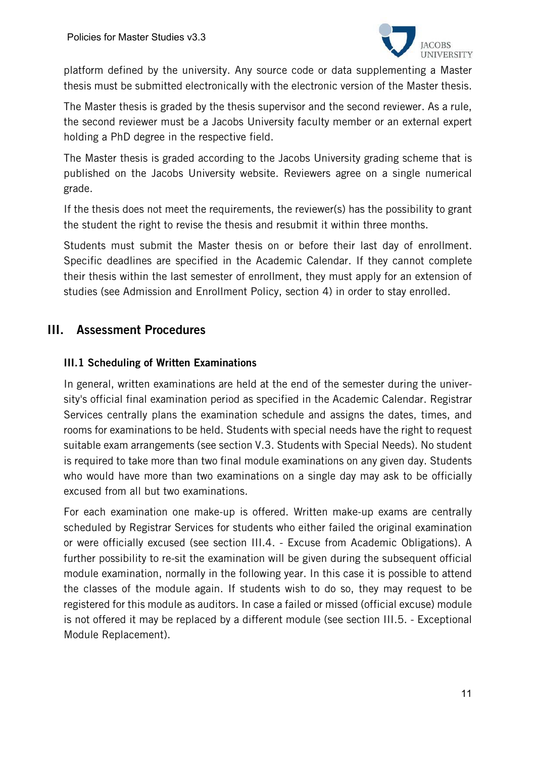platform defined by the university. Any source code or data supplementing a Master thesis must be submitted electronically with the electronic version of the Master thesis.

The Master thesis is graded by the thesis supervisor and the second reviewer. As a rule, the second reviewer must be a Jacobs University faculty member or an external expert holding a PhD degree in the respective field.

The Master thesis is graded according to the Jacobs University grading scheme that is published on the Jacobs University website. Reviewers agree on a single numerical grade.

If the thesis does not meet the requirements, the reviewer(s) has the possibility to grant the student the right to revise the thesis and resubmit it within three months.

Students must submit the Master thesis on or before their last day of enrollment. Specific deadlines are specified in the Academic Calendar. If they cannot complete their thesis within the last semester of enrollment, they must apply for an extension of studies (see Admission and Enrollment Policy, section 4) in order to stay enrolled.

## III. Assessment Procedures

### III.1 Scheduling of Written Examinations

In general, written examinations are held at the end of the semester during the university's official final examination period as specified in the Academic Calendar. Registrar Services centrally plans the examination schedule and assigns the dates, times, and rooms for examinations to be held. Students with special needs have the right to request suitable exam arrangements (see section V.3. Students with Special Needs). No student is required to take more than two final module examinations on any given day. Students who would have more than two examinations on a single day may ask to be officially excused from all but two examinations.

For each examination one make-up is offered. Written make-up exams are centrally scheduled by Registrar Services for students who either failed the original examination or were officially excused (see section III.4. - Excuse from Academic Obligations). A further possibility to re-sit the examination will be given during the subsequent official module examination, normally in the following year. In this case it is possible to attend the classes of the module again. If students wish to do so, they may request to be registered for this module as auditors. In case a failed or missed (official excuse) module is not offered it may be replaced by a different module (see section III.5. - Exceptional Module Replacement).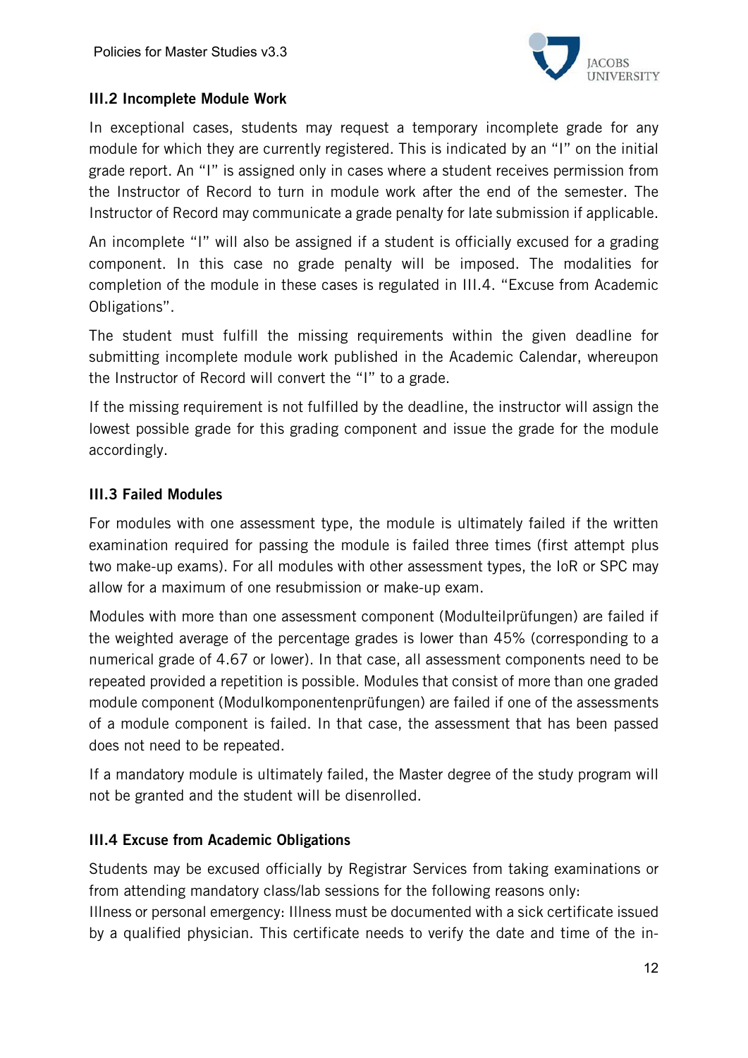### III.2 Incomplete Module Work

In exceptional cases, students may request a temporary incomplete grade for any module for which they are currently registered. This is indicated by an "I" on the initial grade report. An "I" is assigned only in cases where a student receives permission from the Instructor of Record to turn in module work after the end of the semester. The Instructor of Record may communicate a grade penalty for late submission if applicable.

An incomplete "I" will also be assigned if a student is officially excused for a grading component. In this case no grade penalty will be imposed. The modalities for completion of the module in these cases is regulated in III.4. "Excuse from Academic Obligations".

The student must fulfill the missing requirements within the given deadline for submitting incomplete module work published in the Academic Calendar, whereupon the Instructor of Record will convert the "I" to a grade.

If the missing requirement is not fulfilled by the deadline, the instructor will assign the lowest possible grade for this grading component and issue the grade for the module accordingly.

### III.3 Failed Modules

For modules with one assessment type, the module is ultimately failed if the written examination required for passing the module is failed three times (first attempt plus two make-up exams). For all modules with other assessment types, the IoR or SPC may allow for a maximum of one resubmission or make-up exam.

Modules with more than one assessment component (Modulteilprüfungen) are failed if the weighted average of the percentage grades is lower than 45% (corresponding to a numerical grade of 4.67 or lower). In that case, all assessment components need to be repeated provided a repetition is possible. Modules that consist of more than one graded module component (Modulkomponentenprüfungen) are failed if one of the assessments of a module component is failed. In that case, the assessment that has been passed does not need to be repeated.

If a mandatory module is ultimately failed, the Master degree of the study program will not be granted and the student will be disenrolled.

### III.4 Excuse from Academic Obligations

Students may be excused officially by Registrar Services from taking examinations or from attending mandatory class/lab sessions for the following reasons only:
Illness or personal emergency: Illness must be documented with a sick certificate issued by a qualified physician. This certificate needs to verify the date and time of the in-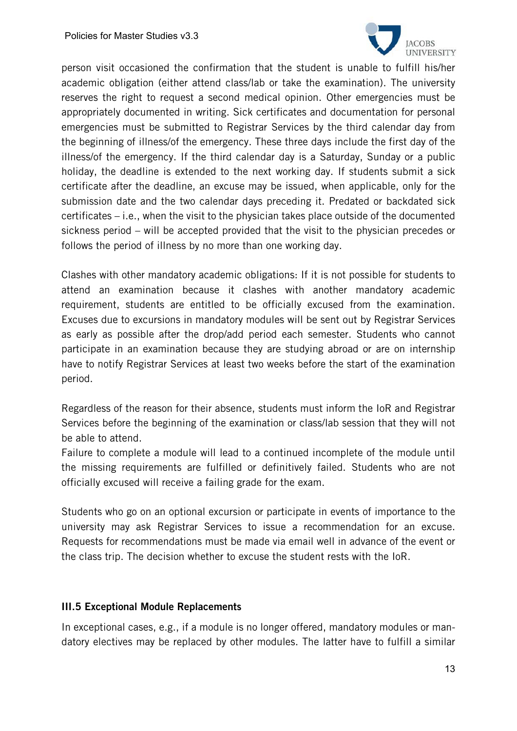person visit occasioned the confirmation that the student is unable to fulfill his/her academic obligation (either attend class/lab or take the examination). The university reserves the right to request a second medical opinion. Other emergencies must be appropriately documented in writing. Sick certificates and documentation for personal emergencies must be submitted to Registrar Services by the third calendar day from the beginning of illness/of the emergency. These three days include the first day of the illness/of the emergency. If the third calendar day is a Saturday, Sunday or a public holiday, the deadline is extended to the next working day. If students submit a sick certificate after the deadline, an excuse may be issued, when applicable, only for the submission date and the two calendar days preceding it. Predated or backdated sick certificates – i.e., when the visit to the physician takes place outside of the documented sickness period – will be accepted provided that the visit to the physician precedes or follows the period of illness by no more than one working day.

Clashes with other mandatory academic obligations: If it is not possible for students to attend an examination because it clashes with another mandatory academic requirement, students are entitled to be officially excused from the examination. Excuses due to excursions in mandatory modules will be sent out by Registrar Services as early as possible after the drop/add period each semester. Students who cannot participate in an examination because they are studying abroad or are on internship have to notify Registrar Services at least two weeks before the start of the examination period.

Regardless of the reason for their absence, students must inform the IoR and Registrar Services before the beginning of the examination or class/lab session that they will not be able to attend.
Failure to complete a module will lead to a continued incomplete of the module until the missing requirements are fulfilled or definitively failed. Students who are not officially excused will receive a failing grade for the exam.

Students who go on an optional excursion or participate in events of importance to the university may ask Registrar Services to issue a recommendation for an excuse. Requests for recommendations must be made via email well in advance of the event or the class trip. The decision whether to excuse the student rests with the IoR.

### III.5 Exceptional Module Replacements

In exceptional cases, e.g., if a module is no longer offered, mandatory modules or mandatory electives may be replaced by other modules. The latter have to fulfill a similar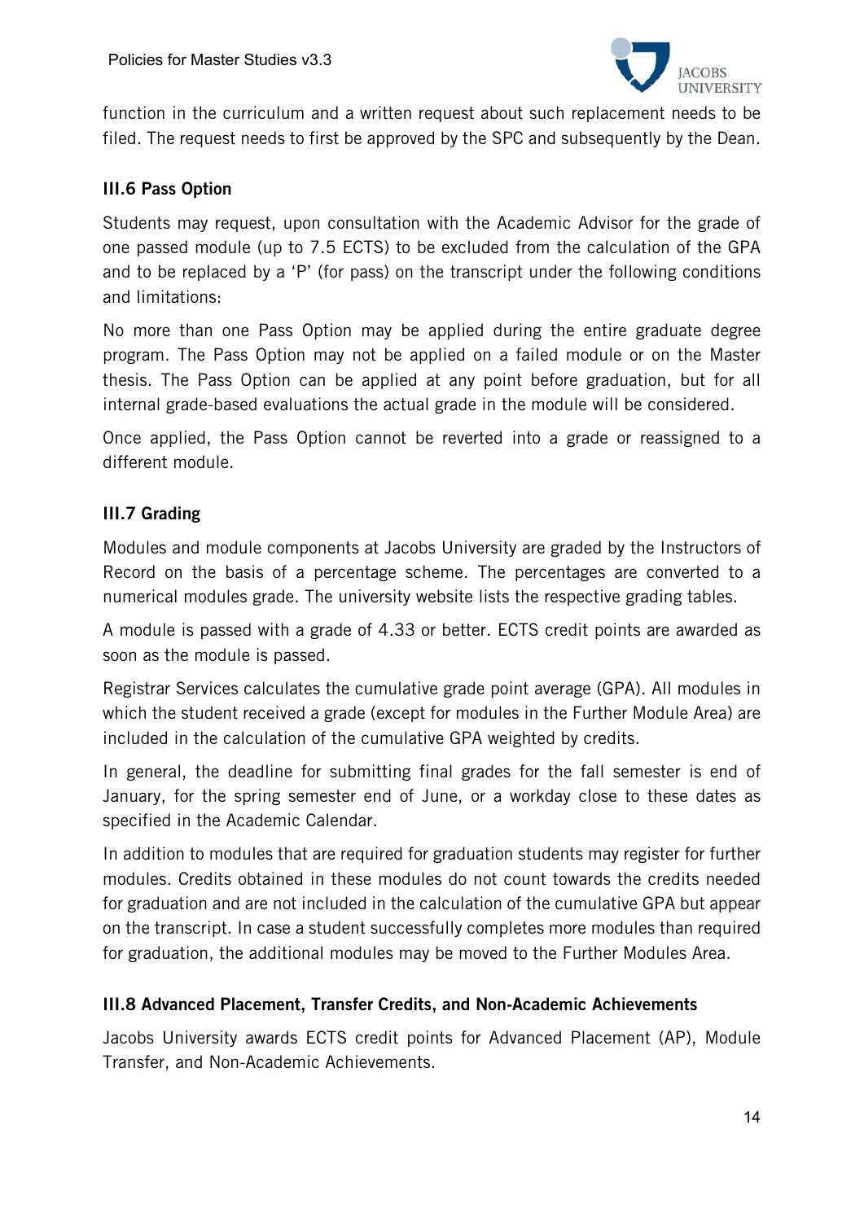function in the curriculum and a written request about such replacement needs to be filed. The request needs to first be approved by the SPC and subsequently by the Dean.

### III.6 Pass Option

Students may request, upon consultation with the Academic Advisor for the grade of one passed module (up to 7.5 ECTS) to be excluded from the calculation of the GPA and to be replaced by a 'P' (for pass) on the transcript under the following conditions and limitations:

No more than one Pass Option may be applied during the entire graduate degree program. The Pass Option may not be applied on a failed module or on the Master thesis. The Pass Option can be applied at any point before graduation, but for all internal grade-based evaluations the actual grade in the module will be considered.

Once applied, the Pass Option cannot be reverted into a grade or reassigned to a different module.

### III.7 Grading

Modules and module components at Jacobs University are graded by the Instructors of Record on the basis of a percentage scheme. The percentages are converted to a numerical modules grade. The university website lists the respective grading tables.

A module is passed with a grade of 4.33 or better. ECTS credit points are awarded as soon as the module is passed.

Registrar Services calculates the cumulative grade point average (GPA). All modules in which the student received a grade (except for modules in the Further Module Area) are included in the calculation of the cumulative GPA weighted by credits.

In general, the deadline for submitting final grades for the fall semester is end of January, for the spring semester end of June, or a workday close to these dates as specified in the Academic Calendar.

In addition to modules that are required for graduation students may register for further modules. Credits obtained in these modules do not count towards the credits needed for graduation and are not included in the calculation of the cumulative GPA but appear on the transcript. In case a student successfully completes more modules than required for graduation, the additional modules may be moved to the Further Modules Area.

### III.8 Advanced Placement, Transfer Credits, and Non-Academic Achievements

Jacobs University awards ECTS credit points for Advanced Placement (AP), Module Transfer, and Non-Academic Achievements.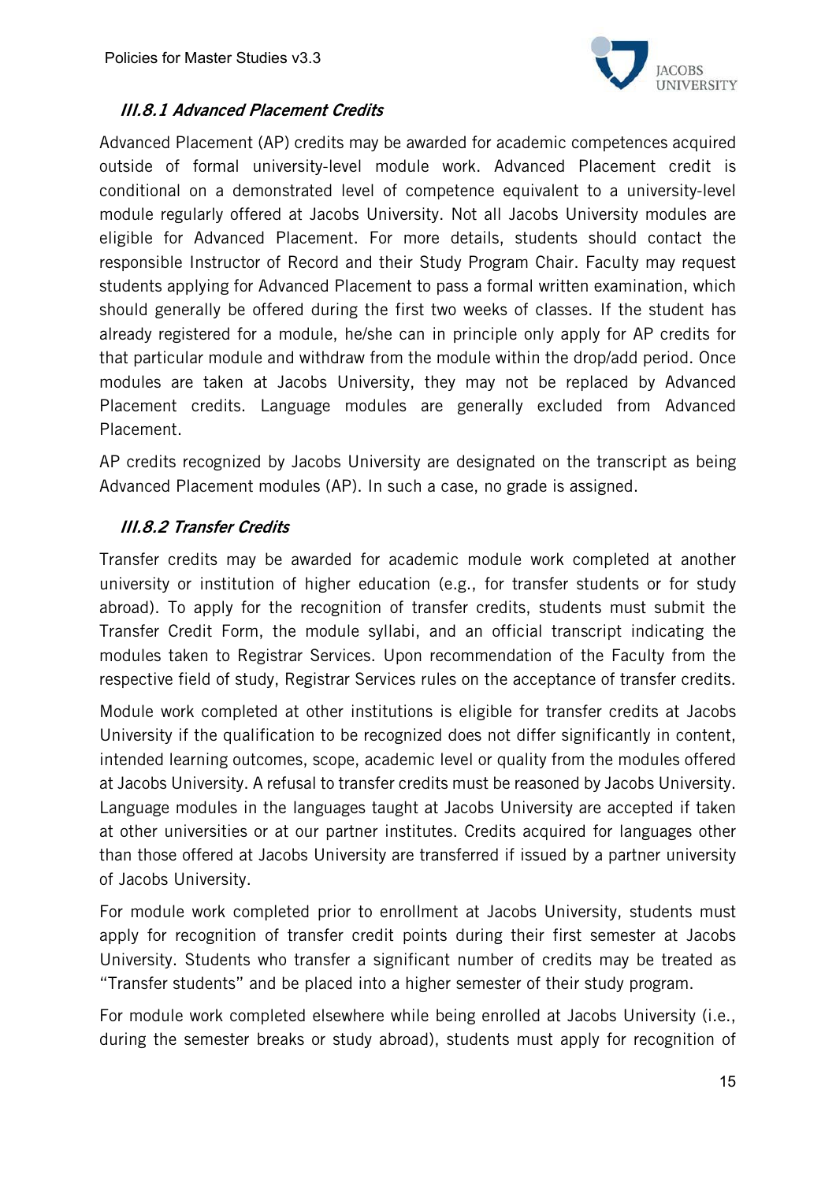#### III.8.1 Advanced Placement Credits

Advanced Placement (AP) credits may be awarded for academic competences acquired outside of formal university-level module work. Advanced Placement credit is conditional on a demonstrated level of competence equivalent to a university-level module regularly offered at Jacobs University. Not all Jacobs University modules are eligible for Advanced Placement. For more details, students should contact the responsible Instructor of Record and their Study Program Chair. Faculty may request students applying for Advanced Placement to pass a formal written examination, which should generally be offered during the first two weeks of classes. If the student has already registered for a module, he/she can in principle only apply for AP credits for that particular module and withdraw from the module within the drop/add period. Once modules are taken at Jacobs University, they may not be replaced by Advanced Placement credits. Language modules are generally excluded from Advanced Placement.

AP credits recognized by Jacobs University are designated on the transcript as being Advanced Placement modules (AP). In such a case, no grade is assigned.

#### III.8.2 Transfer Credits

Transfer credits may be awarded for academic module work completed at another university or institution of higher education (e.g., for transfer students or for study abroad). To apply for the recognition of transfer credits, students must submit the Transfer Credit Form, the module syllabi, and an official transcript indicating the modules taken to Registrar Services. Upon recommendation of the Faculty from the respective field of study, Registrar Services rules on the acceptance of transfer credits.

Module work completed at other institutions is eligible for transfer credits at Jacobs University if the qualification to be recognized does not differ significantly in content, intended learning outcomes, scope, academic level or quality from the modules offered at Jacobs University. A refusal to transfer credits must be reasoned by Jacobs University. Language modules in the languages taught at Jacobs University are accepted if taken at other universities or at our partner institutes. Credits acquired for languages other than those offered at Jacobs University are transferred if issued by a partner university of Jacobs University.

For module work completed prior to enrollment at Jacobs University, students must apply for recognition of transfer credit points during their first semester at Jacobs University. Students who transfer a significant number of credits may be treated as "Transfer students" and be placed into a higher semester of their study program.

For module work completed elsewhere while being enrolled at Jacobs University (i.e., during the semester breaks or study abroad), students must apply for recognition of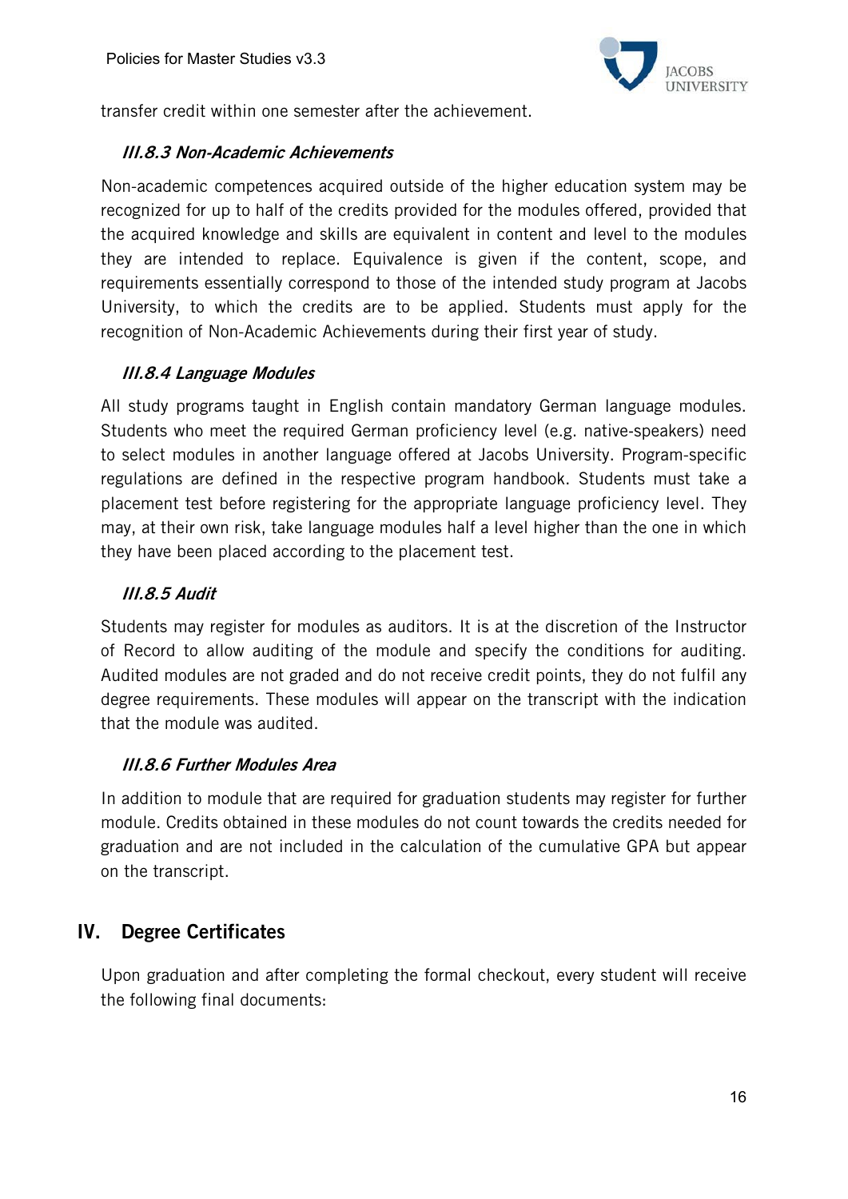transfer credit within one semester after the achievement.

#### *III.8.3 Non-Academic Achievements*

Non-academic competences acquired outside of the higher education system may be recognized for up to half of the credits provided for the modules offered, provided that the acquired knowledge and skills are equivalent in content and level to the modules they are intended to replace. Equivalence is given if the content, scope, and requirements essentially correspond to those of the intended study program at Jacobs University, to which the credits are to be applied. Students must apply for the recognition of Non-Academic Achievements during their first year of study.

#### *III.8.4 Language Modules*

All study programs taught in English contain mandatory German language modules. Students who meet the required German proficiency level (e.g. native-speakers) need to select modules in another language offered at Jacobs University. Program-specific regulations are defined in the respective program handbook. Students must take a placement test before registering for the appropriate language proficiency level. They may, at their own risk, take language modules half a level higher than the one in which they have been placed according to the placement test.

#### *III.8.5 Audit*

Students may register for modules as auditors. It is at the discretion of the Instructor of Record to allow auditing of the module and specify the conditions for auditing. Audited modules are not graded and do not receive credit points, they do not fulfil any degree requirements. These modules will appear on the transcript with the indication that the module was audited.

#### *III.8.6 Further Modules Area*

In addition to module that are required for graduation students may register for further module. Credits obtained in these modules do not count towards the credits needed for graduation and are not included in the calculation of the cumulative GPA but appear on the transcript.

## IV. Degree Certificates

Upon graduation and after completing the formal checkout, every student will receive the following final documents: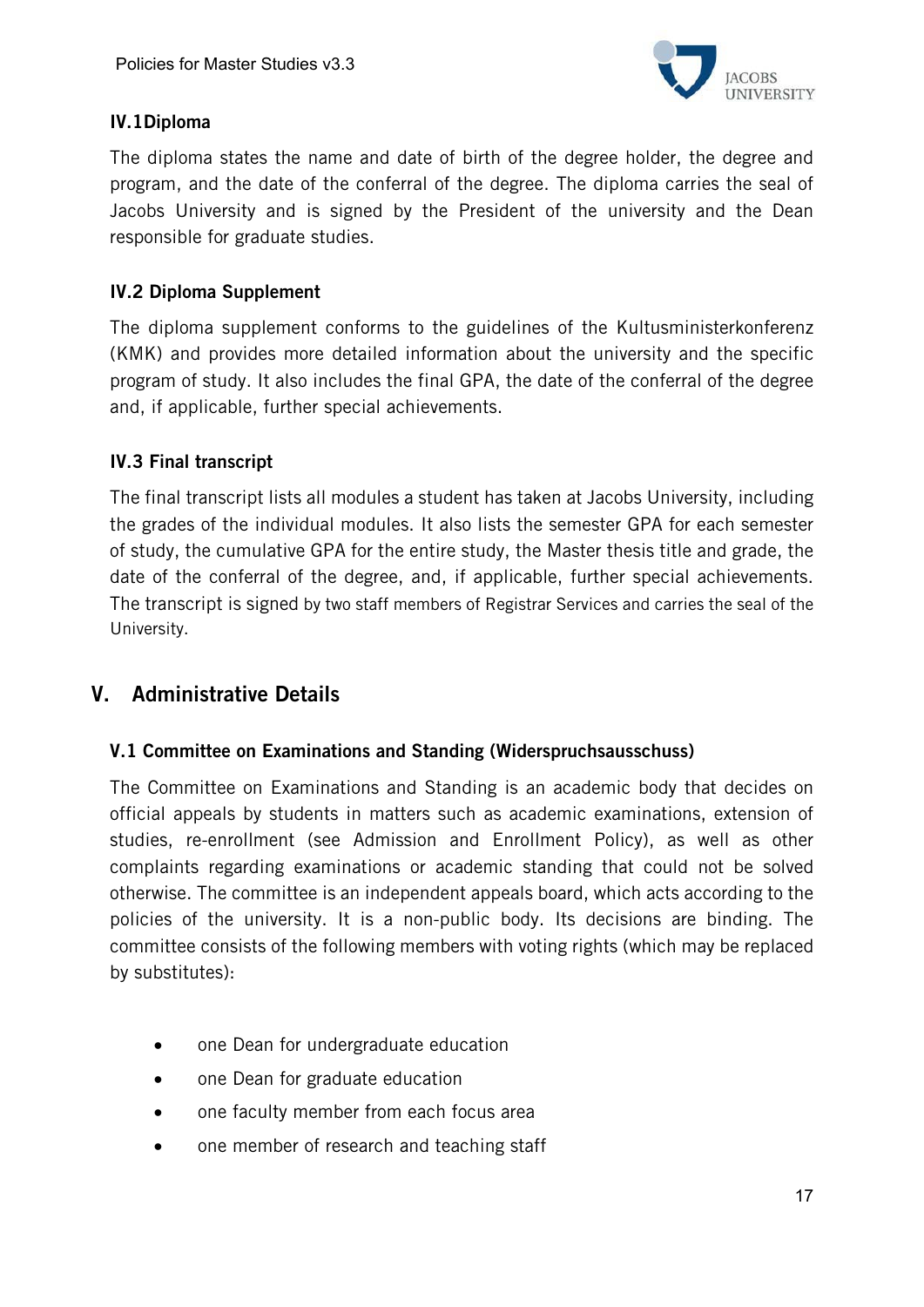### IV.1 Diploma

The diploma states the name and date of birth of the degree holder, the degree and program, and the date of the conferral of the degree. The diploma carries the seal of Jacobs University and is signed by the President of the university and the Dean responsible for graduate studies.

### IV.2 Diploma Supplement

The diploma supplement conforms to the guidelines of the Kultusministerkonferenz (KMK) and provides more detailed information about the university and the specific program of study. It also includes the final GPA, the date of the conferral of the degree and, if applicable, further special achievements.

### IV.3 Final transcript

The final transcript lists all modules a student has taken at Jacobs University, including the grades of the individual modules. It also lists the semester GPA for each semester of study, the cumulative GPA for the entire study, the Master thesis title and grade, the date of the conferral of the degree, and, if applicable, further special achievements. The transcript is signed by two staff members of Registrar Services and carries the seal of the University.

## V. Administrative Details

### V.1 Committee on Examinations and Standing (Widerspruchsausschuss)

The Committee on Examinations and Standing is an academic body that decides on official appeals by students in matters such as academic examinations, extension of studies, re-enrollment (see Admission and Enrollment Policy), as well as other complaints regarding examinations or academic standing that could not be solved otherwise. The committee is an independent appeals board, which acts according to the policies of the university. It is a non-public body. Its decisions are binding. The committee consists of the following members with voting rights (which may be replaced by substitutes):

- one Dean for undergraduate education
- one Dean for graduate education
- one faculty member from each focus area
- one member of research and teaching staff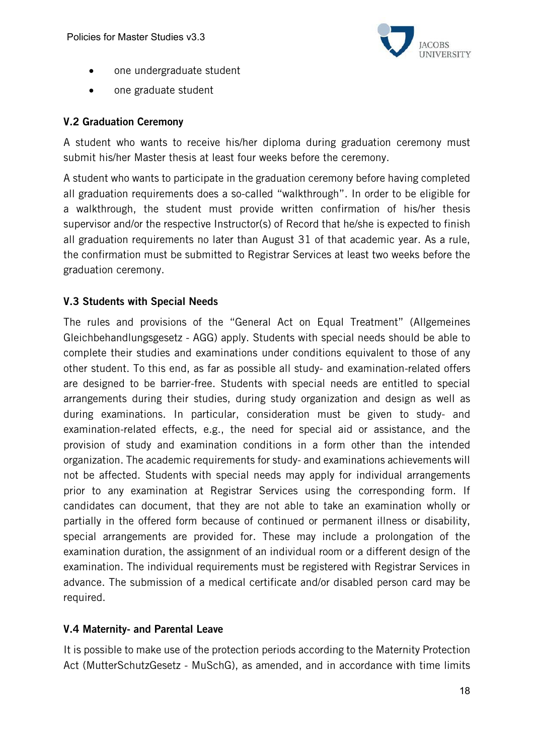- one undergraduate student
- one graduate student

### V.2 Graduation Ceremony

A student who wants to receive his/her diploma during graduation ceremony must submit his/her Master thesis at least four weeks before the ceremony.

A student who wants to participate in the graduation ceremony before having completed all graduation requirements does a so-called "walkthrough". In order to be eligible for a walkthrough, the student must provide written confirmation of his/her thesis supervisor and/or the respective Instructor(s) of Record that he/she is expected to finish all graduation requirements no later than August 31 of that academic year. As a rule, the confirmation must be submitted to Registrar Services at least two weeks before the graduation ceremony.

### V.3 Students with Special Needs

The rules and provisions of the "General Act on Equal Treatment" (Allgemeines Gleichbehandlungsgesetz - AGG) apply. Students with special needs should be able to complete their studies and examinations under conditions equivalent to those of any other student. To this end, as far as possible all study- and examination-related offers are designed to be barrier-free. Students with special needs are entitled to special arrangements during their studies, during study organization and design as well as during examinations. In particular, consideration must be given to study- and examination-related effects, e.g., the need for special aid or assistance, and the provision of study and examination conditions in a form other than the intended organization. The academic requirements for study- and examinations achievements will not be affected. Students with special needs may apply for individual arrangements prior to any examination at Registrar Services using the corresponding form. If candidates can document, that they are not able to take an examination wholly or partially in the offered form because of continued or permanent illness or disability, special arrangements are provided for. These may include a prolongation of the examination duration, the assignment of an individual room or a different design of the examination. The individual requirements must be registered with Registrar Services in advance. The submission of a medical certificate and/or disabled person card may be required.

### V.4 Maternity- and Parental Leave

It is possible to make use of the protection periods according to the Maternity Protection Act (MutterSchutzGesetz - MuSchG), as amended, and in accordance with time limits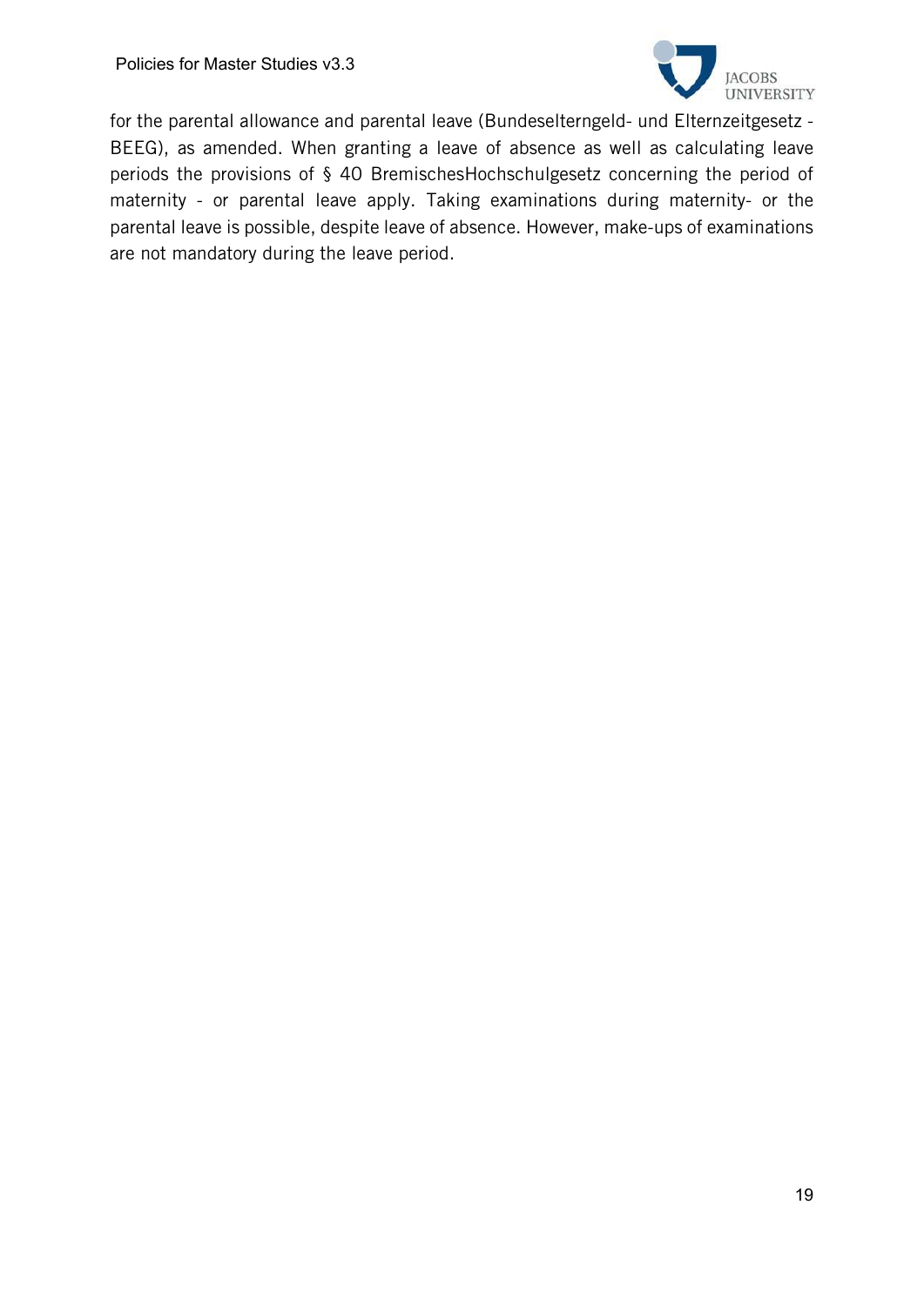for the parental allowance and parental leave (Bundeselterngeld- und Elternzeitgesetz - BEEG), as amended. When granting a leave of absence as well as calculating leave periods the provisions of § 40 BremischesHochschulgesetz concerning the period of maternity - or parental leave apply. Taking examinations during maternity- or the parental leave is possible, despite leave of absence. However, make-ups of examinations are not mandatory during the leave period.